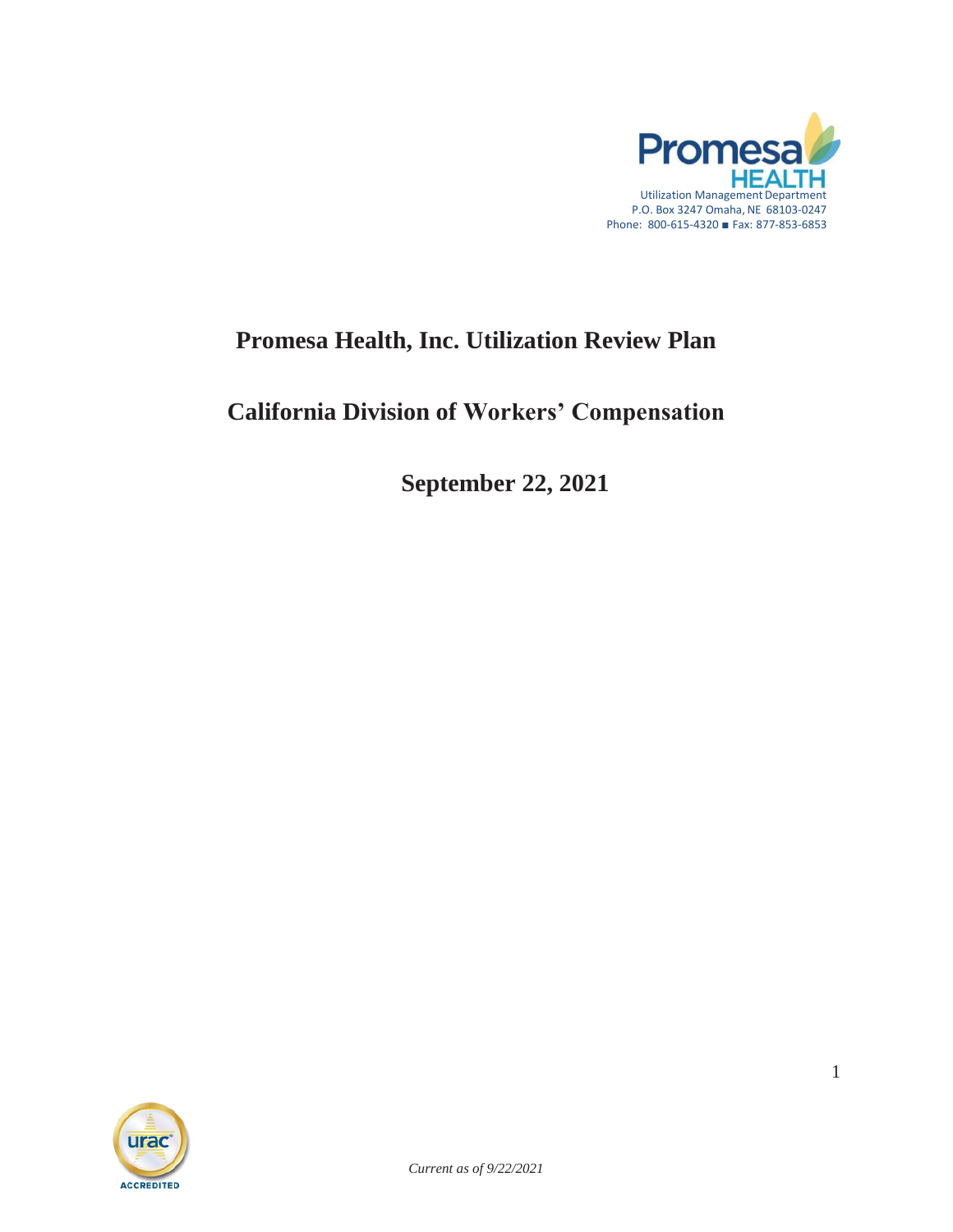Promesa HEALTH

Utilization Management Department
P.O. Box 3247 Omaha, NE 68103-0247
Phone: 800-615-4320 ■ Fax: 877-853-6853

# Promesa Health, Inc. Utilization Review Plan

## California Division of Workers' Compensation

## September 22, 2021

urac ACCREDITED

*Current as of 9/22/2021*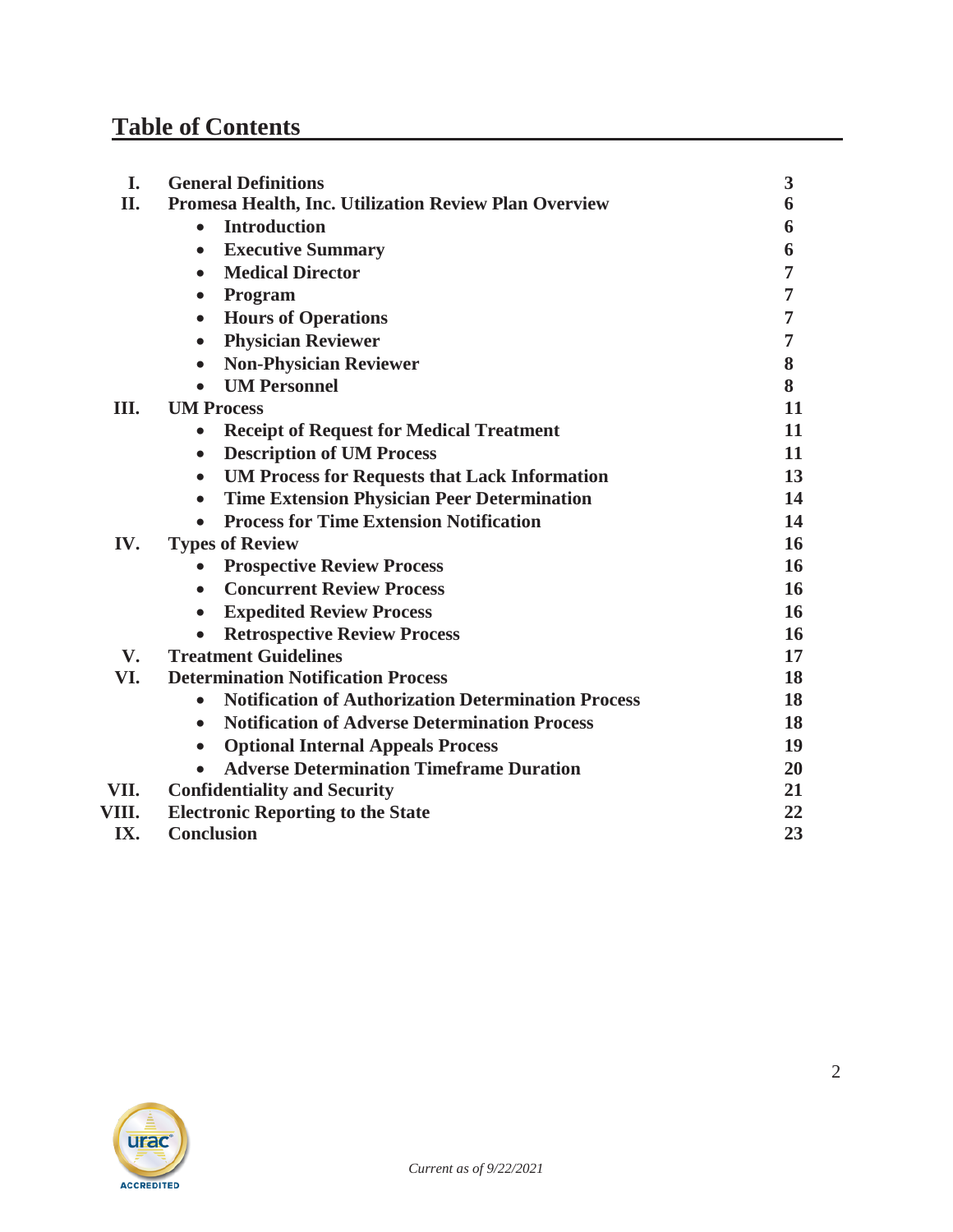# Table of Contents

| | | |
|---|---|---|
| **I.** | **General Definitions** | **3** |
| **II.** | **Promesa Health, Inc. Utilization Review Plan Overview** | **6** |
| | • **Introduction** | **6** |
| | • **Executive Summary** | **6** |
| | • **Medical Director** | **7** |
| | • **Program** | **7** |
| | • **Hours of Operations** | **7** |
| | • **Physician Reviewer** | **7** |
| | • **Non-Physician Reviewer** | **8** |
| | • **UM Personnel** | **8** |
| **III.** | **UM Process** | **11** |
| | • **Receipt of Request for Medical Treatment** | **11** |
| | • **Description of UM Process** | **11** |
| | • **UM Process for Requests that Lack Information** | **13** |
| | • **Time Extension Physician Peer Determination** | **14** |
| | • **Process for Time Extension Notification** | **14** |
| **IV.** | **Types of Review** | **16** |
| | • **Prospective Review Process** | **16** |
| | • **Concurrent Review Process** | **16** |
| | • **Expedited Review Process** | **16** |
| | • **Retrospective Review Process** | **16** |
| **V.** | **Treatment Guidelines** | **17** |
| **VI.** | **Determination Notification Process** | **18** |
| | • **Notification of Authorization Determination Process** | **18** |
| | • **Notification of Adverse Determination Process** | **18** |
| | • **Optional Internal Appeals Process** | **19** |
| | • **Adverse Determination Timeframe Duration** | **20** |
| **VII.** | **Confidentiality and Security** | **21** |
| **VIII.** | **Electronic Reporting to the State** | **22** |
| **IX.** | **Conclusion** | **23** |

*Current as of 9/22/2021*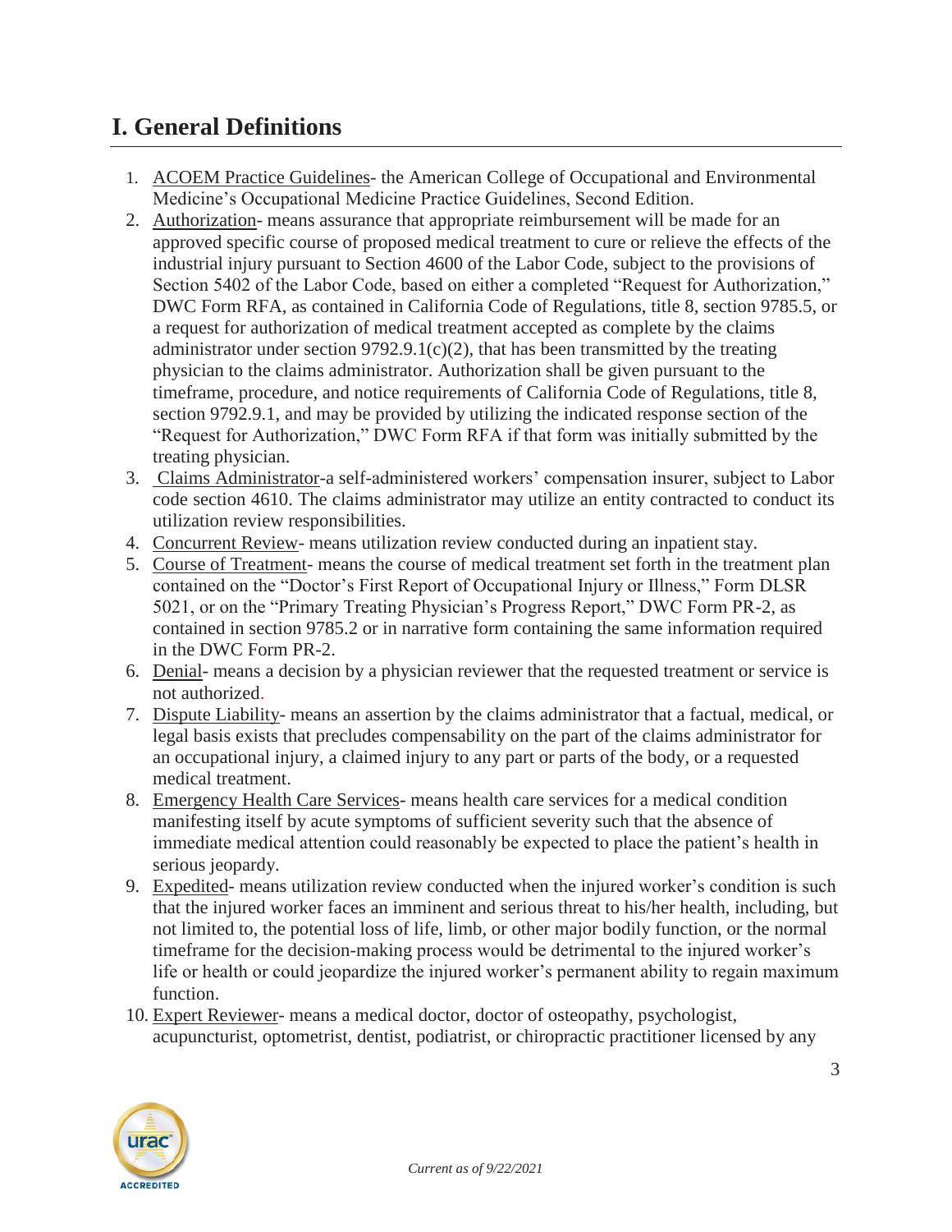# I. General Definitions

1. ACOEM Practice Guidelines- the American College of Occupational and Environmental Medicine's Occupational Medicine Practice Guidelines, Second Edition.
2. Authorization- means assurance that appropriate reimbursement will be made for an approved specific course of proposed medical treatment to cure or relieve the effects of the industrial injury pursuant to Section 4600 of the Labor Code, subject to the provisions of Section 5402 of the Labor Code, based on either a completed "Request for Authorization," DWC Form RFA, as contained in California Code of Regulations, title 8, section 9785.5, or a request for authorization of medical treatment accepted as complete by the claims administrator under section 9792.9.1(c)(2), that has been transmitted by the treating physician to the claims administrator. Authorization shall be given pursuant to the timeframe, procedure, and notice requirements of California Code of Regulations, title 8, section 9792.9.1, and may be provided by utilizing the indicated response section of the "Request for Authorization," DWC Form RFA if that form was initially submitted by the treating physician.
3. Claims Administrator-a self-administered workers' compensation insurer, subject to Labor code section 4610. The claims administrator may utilize an entity contracted to conduct its utilization review responsibilities.
4. Concurrent Review- means utilization review conducted during an inpatient stay.
5. Course of Treatment- means the course of medical treatment set forth in the treatment plan contained on the "Doctor's First Report of Occupational Injury or Illness," Form DLSR 5021, or on the "Primary Treating Physician's Progress Report," DWC Form PR-2, as contained in section 9785.2 or in narrative form containing the same information required in the DWC Form PR-2.
6. Denial- means a decision by a physician reviewer that the requested treatment or service is not authorized.
7. Dispute Liability- means an assertion by the claims administrator that a factual, medical, or legal basis exists that precludes compensability on the part of the claims administrator for an occupational injury, a claimed injury to any part or parts of the body, or a requested medical treatment.
8. Emergency Health Care Services- means health care services for a medical condition manifesting itself by acute symptoms of sufficient severity such that the absence of immediate medical attention could reasonably be expected to place the patient's health in serious jeopardy.
9. Expedited- means utilization review conducted when the injured worker's condition is such that the injured worker faces an imminent and serious threat to his/her health, including, but not limited to, the potential loss of life, limb, or other major bodily function, or the normal timeframe for the decision-making process would be detrimental to the injured worker's life or health or could jeopardize the injured worker's permanent ability to regain maximum function.
10. Expert Reviewer- means a medical doctor, doctor of osteopathy, psychologist, acupuncturist, optometrist, dentist, podiatrist, or chiropractic practitioner licensed by any

*Current as of 9/22/2021*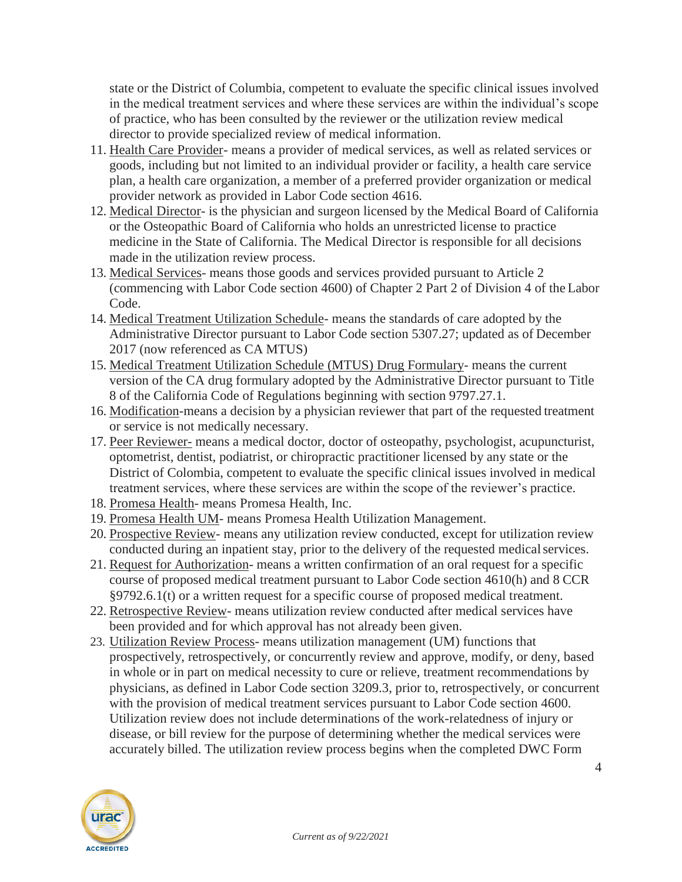state or the District of Columbia, competent to evaluate the specific clinical issues involved in the medical treatment services and where these services are within the individual's scope of practice, who has been consulted by the reviewer or the utilization review medical director to provide specialized review of medical information.

11. Health Care Provider- means a provider of medical services, as well as related services or goods, including but not limited to an individual provider or facility, a health care service plan, a health care organization, a member of a preferred provider organization or medical provider network as provided in Labor Code section 4616.
12. Medical Director- is the physician and surgeon licensed by the Medical Board of California or the Osteopathic Board of California who holds an unrestricted license to practice medicine in the State of California. The Medical Director is responsible for all decisions made in the utilization review process.
13. Medical Services- means those goods and services provided pursuant to Article 2 (commencing with Labor Code section 4600) of Chapter 2 Part 2 of Division 4 of the Labor Code.
14. Medical Treatment Utilization Schedule- means the standards of care adopted by the Administrative Director pursuant to Labor Code section 5307.27; updated as of December 2017 (now referenced as CA MTUS)
15. Medical Treatment Utilization Schedule (MTUS) Drug Formulary- means the current version of the CA drug formulary adopted by the Administrative Director pursuant to Title 8 of the California Code of Regulations beginning with section 9797.27.1.
16. Modification-means a decision by a physician reviewer that part of the requested treatment or service is not medically necessary.
17. Peer Reviewer- means a medical doctor, doctor of osteopathy, psychologist, acupuncturist, optometrist, dentist, podiatrist, or chiropractic practitioner licensed by any state or the District of Colombia, competent to evaluate the specific clinical issues involved in medical treatment services, where these services are within the scope of the reviewer's practice.
18. Promesa Health- means Promesa Health, Inc.
19. Promesa Health UM- means Promesa Health Utilization Management.
20. Prospective Review- means any utilization review conducted, except for utilization review conducted during an inpatient stay, prior to the delivery of the requested medical services.
21. Request for Authorization- means a written confirmation of an oral request for a specific course of proposed medical treatment pursuant to Labor Code section 4610(h) and 8 CCR §9792.6.1(t) or a written request for a specific course of proposed medical treatment.
22. Retrospective Review- means utilization review conducted after medical services have been provided and for which approval has not already been given.
23. Utilization Review Process- means utilization management (UM) functions that prospectively, retrospectively, or concurrently review and approve, modify, or deny, based in whole or in part on medical necessity to cure or relieve, treatment recommendations by physicians, as defined in Labor Code section 3209.3, prior to, retrospectively, or concurrent with the provision of medical treatment services pursuant to Labor Code section 4600. Utilization review does not include determinations of the work-relatedness of injury or disease, or bill review for the purpose of determining whether the medical services were accurately billed. The utilization review process begins when the completed DWC Form

*Current as of 9/22/2021*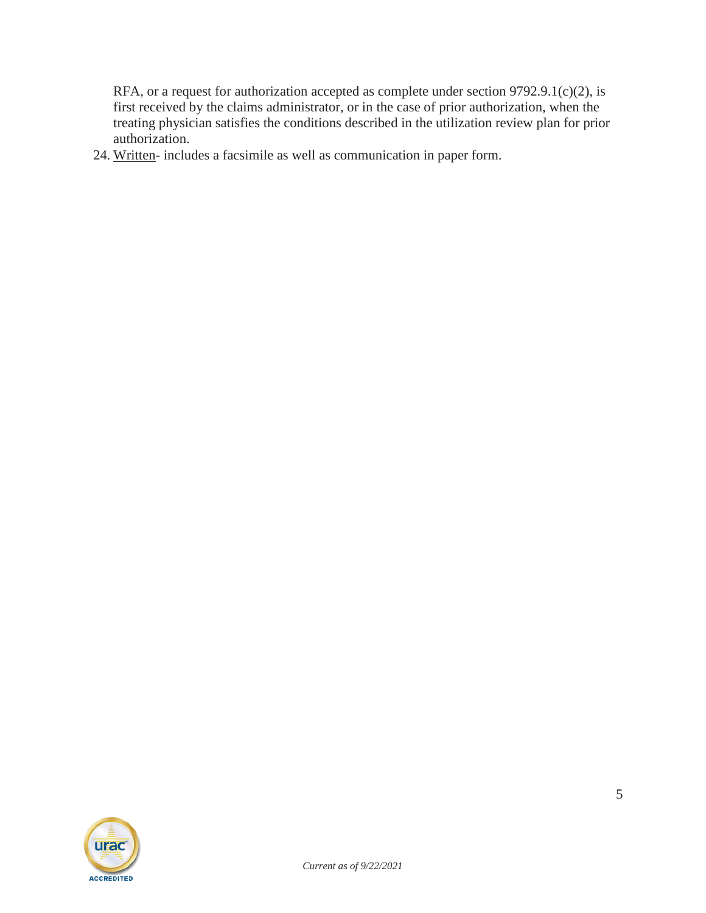RFA, or a request for authorization accepted as complete under section 9792.9.1(c)(2), is first received by the claims administrator, or in the case of prior authorization, when the treating physician satisfies the conditions described in the utilization review plan for prior authorization.

24. Written- includes a facsimile as well as communication in paper form.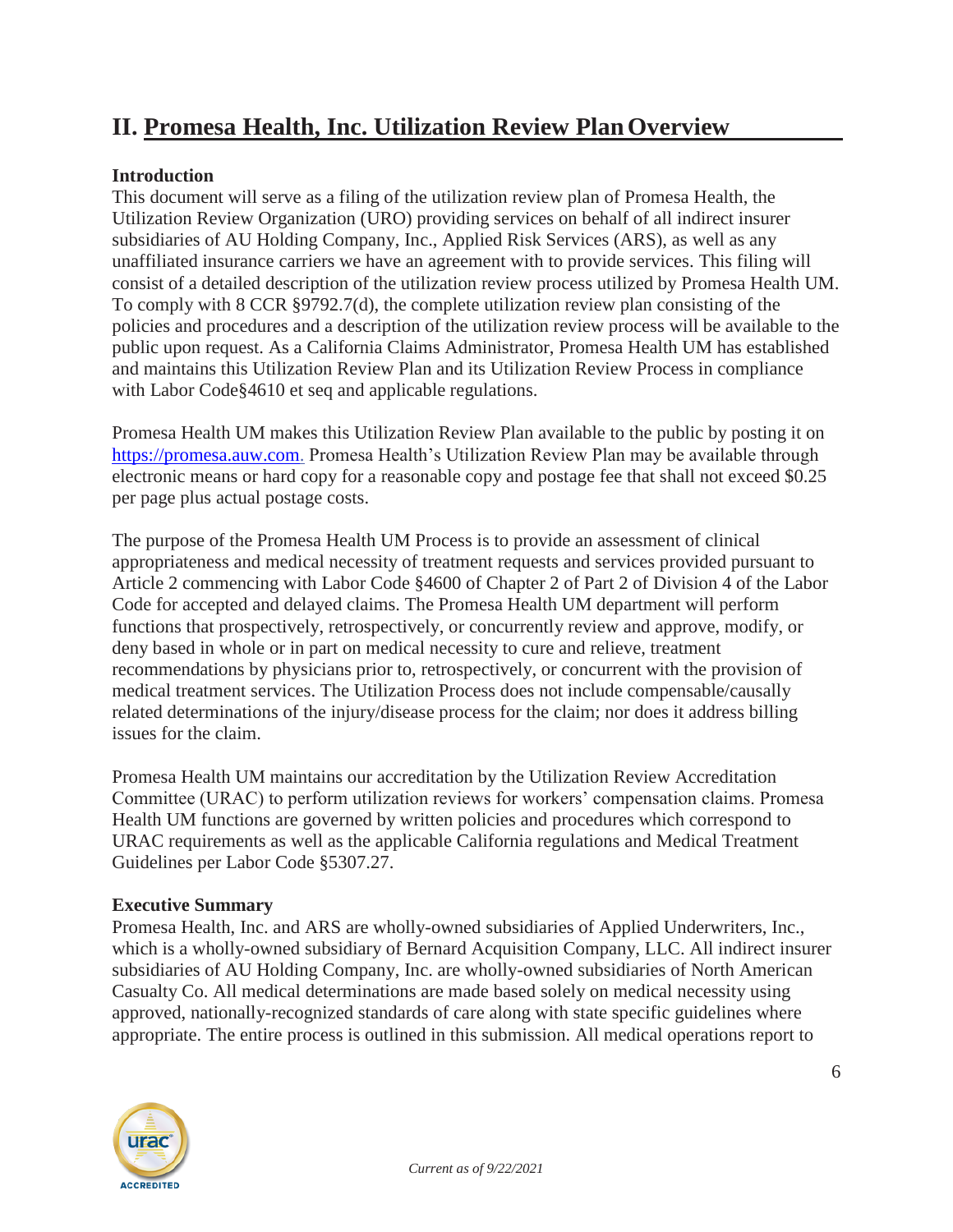# II. Promesa Health, Inc. Utilization Review Plan Overview

**Introduction**

This document will serve as a filing of the utilization review plan of Promesa Health, the Utilization Review Organization (URO) providing services on behalf of all indirect insurer subsidiaries of AU Holding Company, Inc., Applied Risk Services (ARS), as well as any unaffiliated insurance carriers we have an agreement with to provide services. This filing will consist of a detailed description of the utilization review process utilized by Promesa Health UM. To comply with 8 CCR §9792.7(d), the complete utilization review plan consisting of the policies and procedures and a description of the utilization review process will be available to the public upon request. As a California Claims Administrator, Promesa Health UM has established and maintains this Utilization Review Plan and its Utilization Review Process in compliance with Labor Code§4610 et seq and applicable regulations.

Promesa Health UM makes this Utilization Review Plan available to the public by posting it on [https://promesa.auw.com.](https://promesa.auw.com) Promesa Health's Utilization Review Plan may be available through electronic means or hard copy for a reasonable copy and postage fee that shall not exceed $0.25 per page plus actual postage costs.

The purpose of the Promesa Health UM Process is to provide an assessment of clinical appropriateness and medical necessity of treatment requests and services provided pursuant to Article 2 commencing with Labor Code §4600 of Chapter 2 of Part 2 of Division 4 of the Labor Code for accepted and delayed claims. The Promesa Health UM department will perform functions that prospectively, retrospectively, or concurrently review and approve, modify, or deny based in whole or in part on medical necessity to cure and relieve, treatment recommendations by physicians prior to, retrospectively, or concurrent with the provision of medical treatment services. The Utilization Process does not include compensable/causally related determinations of the injury/disease process for the claim; nor does it address billing issues for the claim.

Promesa Health UM maintains our accreditation by the Utilization Review Accreditation Committee (URAC) to perform utilization reviews for workers' compensation claims. Promesa Health UM functions are governed by written policies and procedures which correspond to URAC requirements as well as the applicable California regulations and Medical Treatment Guidelines per Labor Code §5307.27.

**Executive Summary**

Promesa Health, Inc. and ARS are wholly-owned subsidiaries of Applied Underwriters, Inc., which is a wholly-owned subsidiary of Bernard Acquisition Company, LLC. All indirect insurer subsidiaries of AU Holding Company, Inc. are wholly-owned subsidiaries of North American Casualty Co. All medical determinations are made based solely on medical necessity using approved, nationally-recognized standards of care along with state specific guidelines where appropriate. The entire process is outlined in this submission. All medical operations report to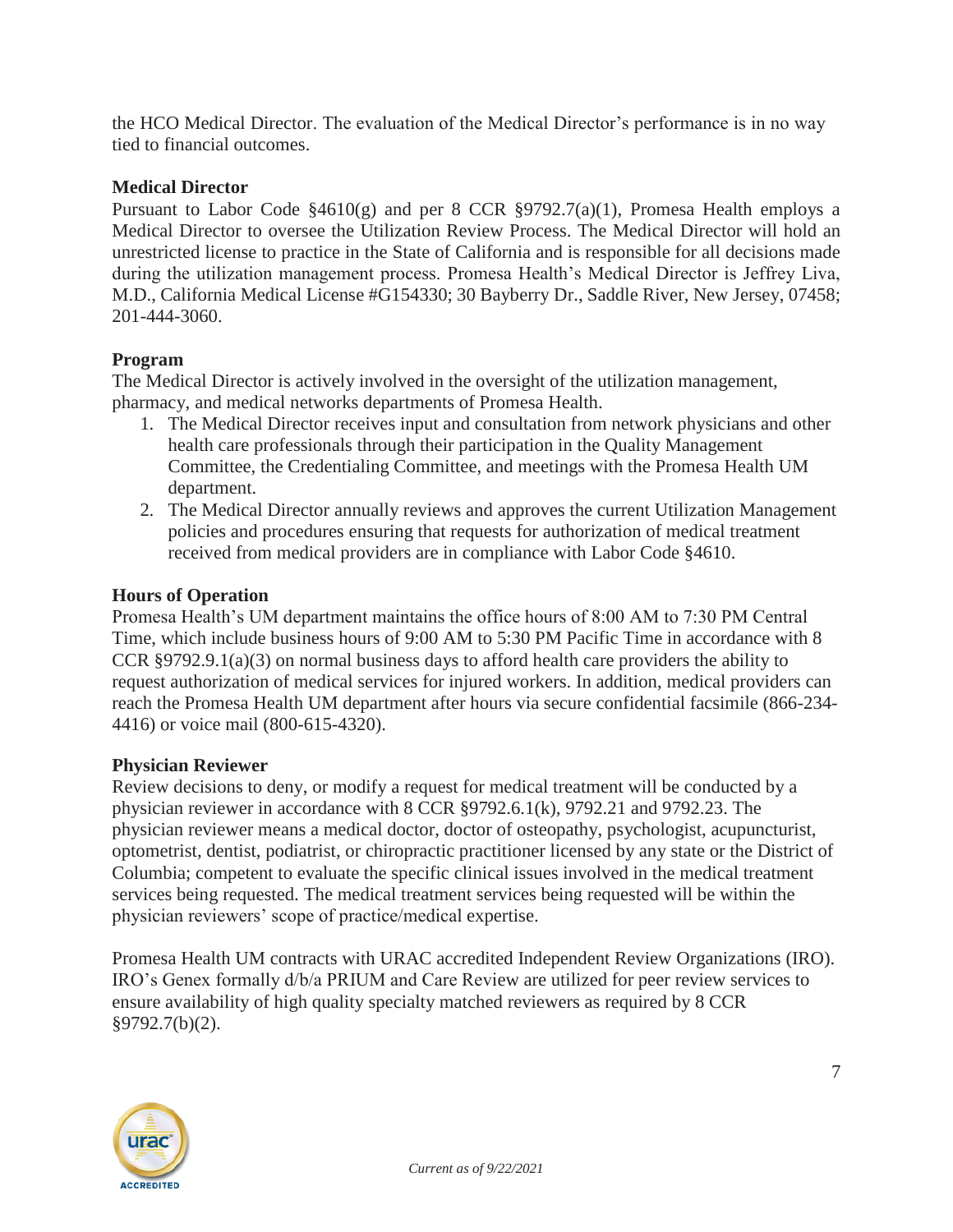the HCO Medical Director. The evaluation of the Medical Director's performance is in no way tied to financial outcomes.

**Medical Director**

Pursuant to Labor Code §4610(g) and per 8 CCR §9792.7(a)(1), Promesa Health employs a Medical Director to oversee the Utilization Review Process. The Medical Director will hold an unrestricted license to practice in the State of California and is responsible for all decisions made during the utilization management process. Promesa Health's Medical Director is Jeffrey Liva, M.D., California Medical License #G154330; 30 Bayberry Dr., Saddle River, New Jersey, 07458; 201-444-3060.

**Program**

The Medical Director is actively involved in the oversight of the utilization management, pharmacy, and medical networks departments of Promesa Health.

1. The Medical Director receives input and consultation from network physicians and other health care professionals through their participation in the Quality Management Committee, the Credentialing Committee, and meetings with the Promesa Health UM department.
2. The Medical Director annually reviews and approves the current Utilization Management policies and procedures ensuring that requests for authorization of medical treatment received from medical providers are in compliance with Labor Code §4610.

**Hours of Operation**

Promesa Health's UM department maintains the office hours of 8:00 AM to 7:30 PM Central Time, which include business hours of 9:00 AM to 5:30 PM Pacific Time in accordance with 8 CCR §9792.9.1(a)(3) on normal business days to afford health care providers the ability to request authorization of medical services for injured workers. In addition, medical providers can reach the Promesa Health UM department after hours via secure confidential facsimile (866-234-4416) or voice mail (800-615-4320).

**Physician Reviewer**

Review decisions to deny, or modify a request for medical treatment will be conducted by a physician reviewer in accordance with 8 CCR §9792.6.1(k), 9792.21 and 9792.23. The physician reviewer means a medical doctor, doctor of osteopathy, psychologist, acupuncturist, optometrist, dentist, podiatrist, or chiropractic practitioner licensed by any state or the District of Columbia; competent to evaluate the specific clinical issues involved in the medical treatment services being requested. The medical treatment services being requested will be within the physician reviewers' scope of practice/medical expertise.

Promesa Health UM contracts with URAC accredited Independent Review Organizations (IRO). IRO's Genex formally d/b/a PRIUM and Care Review are utilized for peer review services to ensure availability of high quality specialty matched reviewers as required by 8 CCR §9792.7(b)(2).

*Current as of 9/22/2021*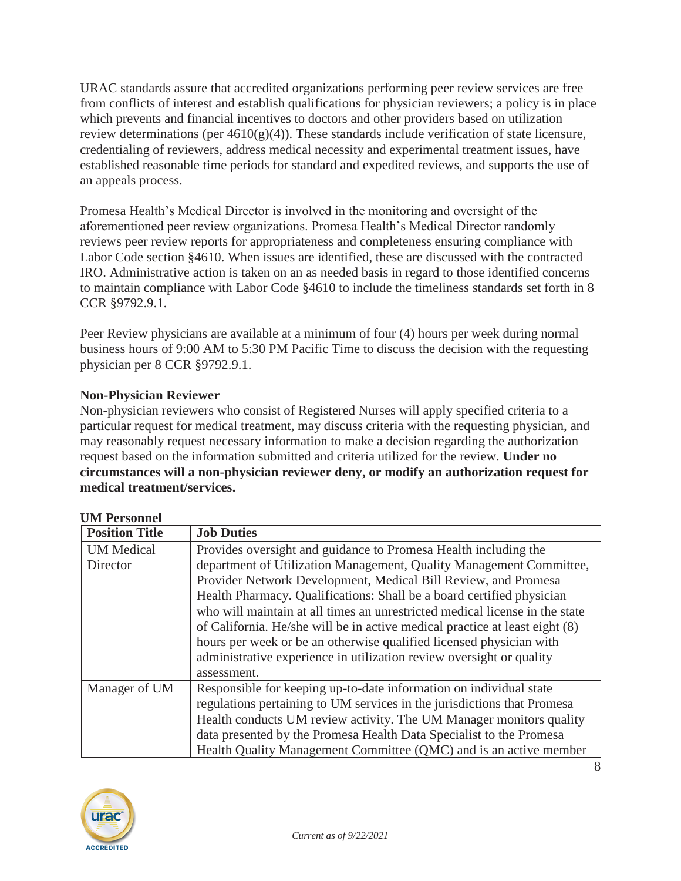URAC standards assure that accredited organizations performing peer review services are free from conflicts of interest and establish qualifications for physician reviewers; a policy is in place which prevents and financial incentives to doctors and other providers based on utilization review determinations (per 4610(g)(4)). These standards include verification of state licensure, credentialing of reviewers, address medical necessity and experimental treatment issues, have established reasonable time periods for standard and expedited reviews, and supports the use of an appeals process.

Promesa Health's Medical Director is involved in the monitoring and oversight of the aforementioned peer review organizations. Promesa Health's Medical Director randomly reviews peer review reports for appropriateness and completeness ensuring compliance with Labor Code section §4610. When issues are identified, these are discussed with the contracted IRO. Administrative action is taken on an as needed basis in regard to those identified concerns to maintain compliance with Labor Code §4610 to include the timeliness standards set forth in 8 CCR §9792.9.1.

Peer Review physicians are available at a minimum of four (4) hours per week during normal business hours of 9:00 AM to 5:30 PM Pacific Time to discuss the decision with the requesting physician per 8 CCR §9792.9.1.

**Non-Physician Reviewer**

Non-physician reviewers who consist of Registered Nurses will apply specified criteria to a particular request for medical treatment, may discuss criteria with the requesting physician, and may reasonably request necessary information to make a decision regarding the authorization request based on the information submitted and criteria utilized for the review. **Under no circumstances will a non-physician reviewer deny, or modify an authorization request for medical treatment/services.**

**UM Personnel**

| Position Title | Job Duties |
|---|---|
| UM Medical Director | Provides oversight and guidance to Promesa Health including the department of Utilization Management, Quality Management Committee, Provider Network Development, Medical Bill Review, and Promesa Health Pharmacy. Qualifications: Shall be a board certified physician who will maintain at all times an unrestricted medical license in the state of California. He/she will be in active medical practice at least eight (8) hours per week or be an otherwise qualified licensed physician with administrative experience in utilization review oversight or quality assessment. |
| Manager of UM | Responsible for keeping up-to-date information on individual state regulations pertaining to UM services in the jurisdictions that Promesa Health conducts UM review activity. The UM Manager monitors quality data presented by the Promesa Health Data Specialist to the Promesa Health Quality Management Committee (QMC) and is an active member |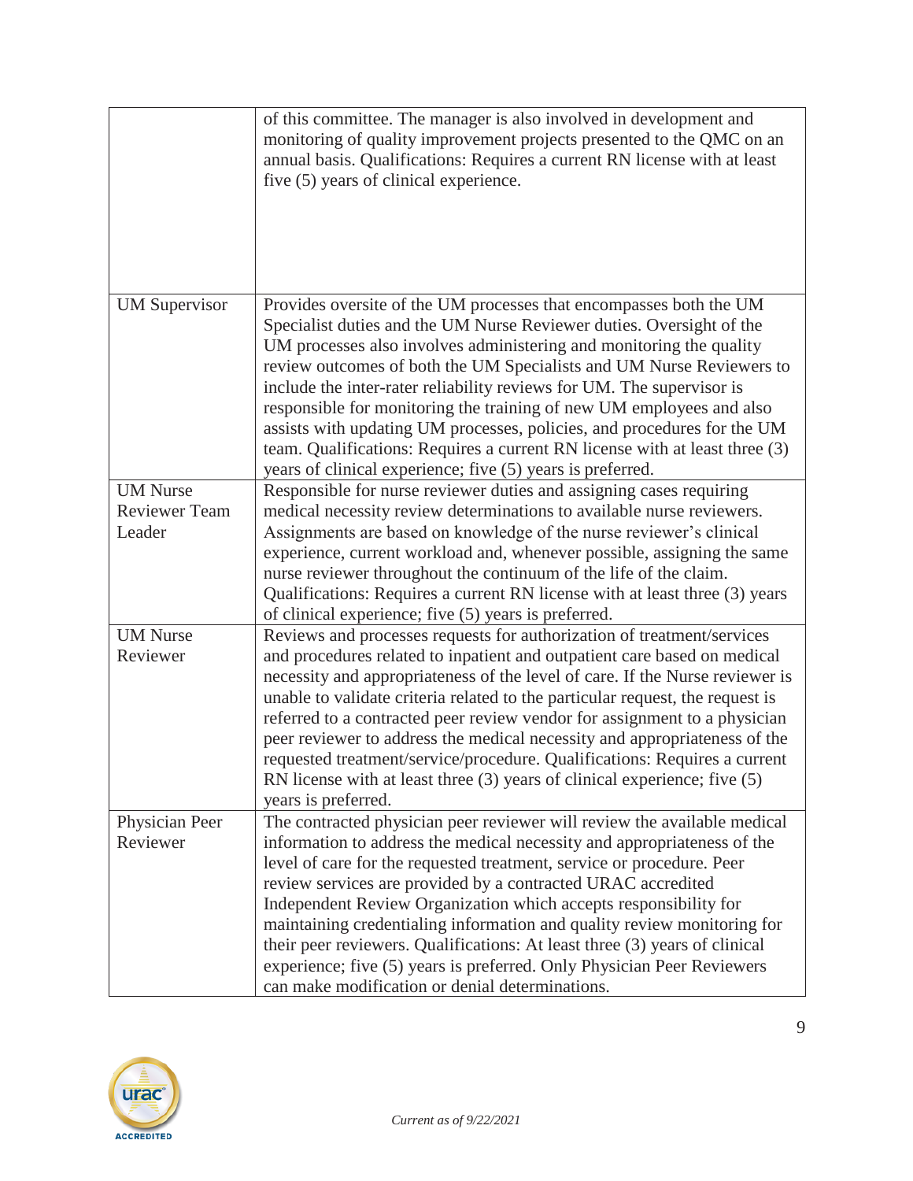| | |
|---|---|
| | of this committee. The manager is also involved in development and monitoring of quality improvement projects presented to the QMC on an annual basis. Qualifications: Requires a current RN license with at least five (5) years of clinical experience. |
| UM Supervisor | Provides oversite of the UM processes that encompasses both the UM Specialist duties and the UM Nurse Reviewer duties. Oversight of the UM processes also involves administering and monitoring the quality review outcomes of both the UM Specialists and UM Nurse Reviewers to include the inter-rater reliability reviews for UM. The supervisor is responsible for monitoring the training of new UM employees and also assists with updating UM processes, policies, and procedures for the UM team. Qualifications: Requires a current RN license with at least three (3) years of clinical experience; five (5) years is preferred. |
| UM Nurse Reviewer Team Leader | Responsible for nurse reviewer duties and assigning cases requiring medical necessity review determinations to available nurse reviewers. Assignments are based on knowledge of the nurse reviewer's clinical experience, current workload and, whenever possible, assigning the same nurse reviewer throughout the continuum of the life of the claim. Qualifications: Requires a current RN license with at least three (3) years of clinical experience; five (5) years is preferred. |
| UM Nurse Reviewer | Reviews and processes requests for authorization of treatment/services and procedures related to inpatient and outpatient care based on medical necessity and appropriateness of the level of care. If the Nurse reviewer is unable to validate criteria related to the particular request, the request is referred to a contracted peer review vendor for assignment to a physician peer reviewer to address the medical necessity and appropriateness of the requested treatment/service/procedure. Qualifications: Requires a current RN license with at least three (3) years of clinical experience; five (5) years is preferred. |
| Physician Peer Reviewer | The contracted physician peer reviewer will review the available medical information to address the medical necessity and appropriateness of the level of care for the requested treatment, service or procedure. Peer review services are provided by a contracted URAC accredited Independent Review Organization which accepts responsibility for maintaining credentialing information and quality review monitoring for their peer reviewers. Qualifications: At least three (3) years of clinical experience; five (5) years is preferred. Only Physician Peer Reviewers can make modification or denial determinations. |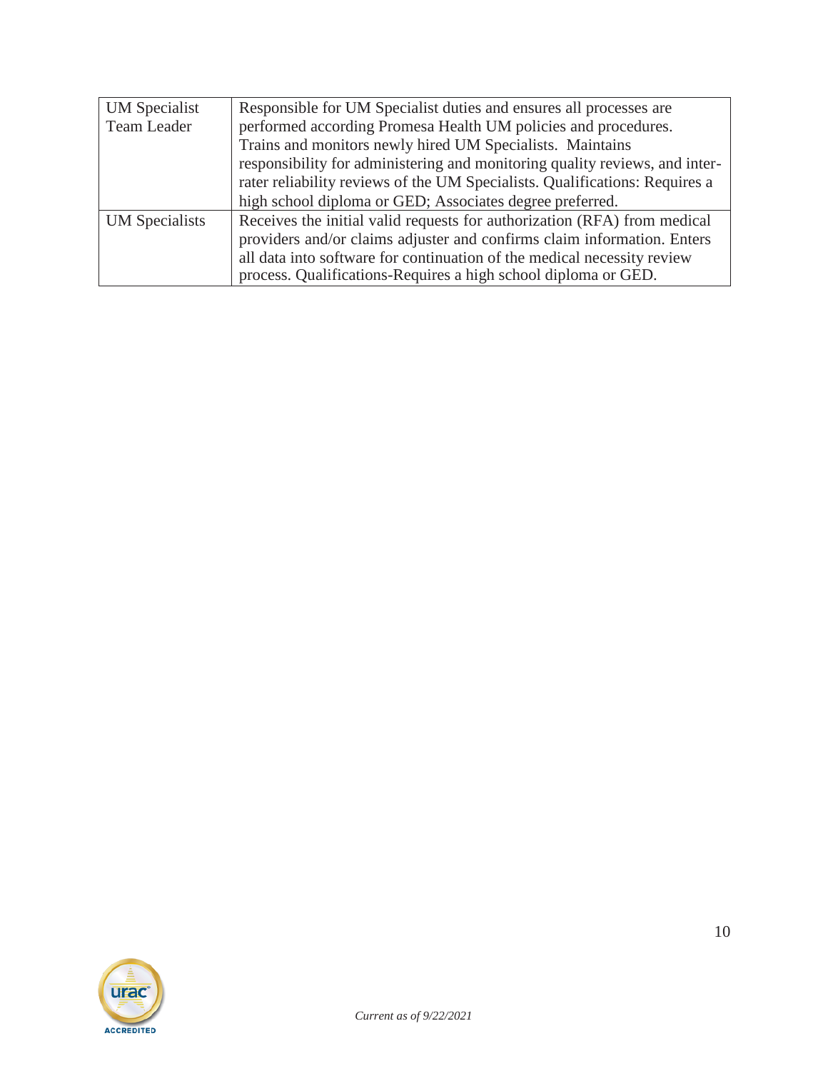| | |
|---|---|
| UM Specialist Team Leader | Responsible for UM Specialist duties and ensures all processes are performed according Promesa Health UM policies and procedures. Trains and monitors newly hired UM Specialists. Maintains responsibility for administering and monitoring quality reviews, and inter-rater reliability reviews of the UM Specialists. Qualifications: Requires a high school diploma or GED; Associates degree preferred. |
| UM Specialists | Receives the initial valid requests for authorization (RFA) from medical providers and/or claims adjuster and confirms claim information. Enters all data into software for continuation of the medical necessity review process. Qualifications-Requires a high school diploma or GED. |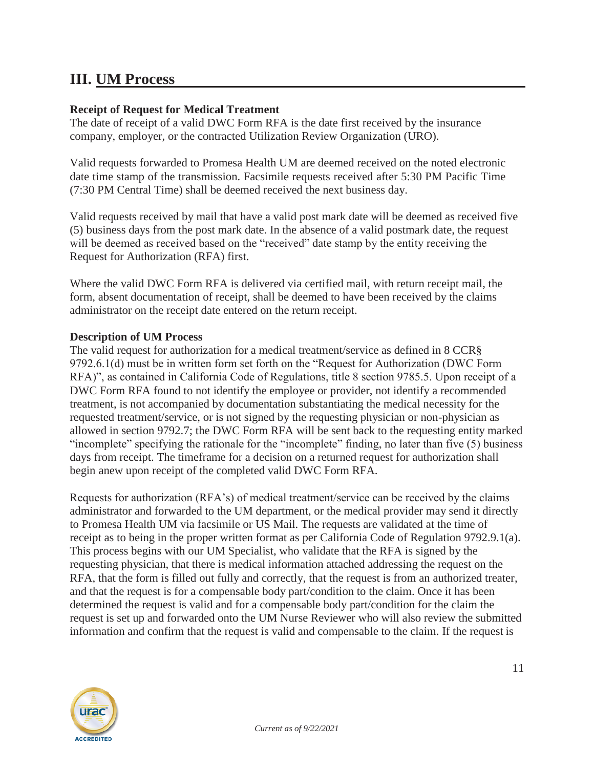# III. UM Process

**Receipt of Request for Medical Treatment**

The date of receipt of a valid DWC Form RFA is the date first received by the insurance company, employer, or the contracted Utilization Review Organization (URO).

Valid requests forwarded to Promesa Health UM are deemed received on the noted electronic date time stamp of the transmission. Facsimile requests received after 5:30 PM Pacific Time (7:30 PM Central Time) shall be deemed received the next business day.

Valid requests received by mail that have a valid post mark date will be deemed as received five (5) business days from the post mark date. In the absence of a valid postmark date, the request will be deemed as received based on the "received" date stamp by the entity receiving the Request for Authorization (RFA) first.

Where the valid DWC Form RFA is delivered via certified mail, with return receipt mail, the form, absent documentation of receipt, shall be deemed to have been received by the claims administrator on the receipt date entered on the return receipt.

**Description of UM Process**

The valid request for authorization for a medical treatment/service as defined in 8 CCR§ 9792.6.1(d) must be in written form set forth on the "Request for Authorization (DWC Form RFA)", as contained in California Code of Regulations, title 8 section 9785.5. Upon receipt of a DWC Form RFA found to not identify the employee or provider, not identify a recommended treatment, is not accompanied by documentation substantiating the medical necessity for the requested treatment/service, or is not signed by the requesting physician or non-physician as allowed in section 9792.7; the DWC Form RFA will be sent back to the requesting entity marked "incomplete" specifying the rationale for the "incomplete" finding, no later than five (5) business days from receipt. The timeframe for a decision on a returned request for authorization shall begin anew upon receipt of the completed valid DWC Form RFA.

Requests for authorization (RFA's) of medical treatment/service can be received by the claims administrator and forwarded to the UM department, or the medical provider may send it directly to Promesa Health UM via facsimile or US Mail. The requests are validated at the time of receipt as to being in the proper written format as per California Code of Regulation 9792.9.1(a). This process begins with our UM Specialist, who validate that the RFA is signed by the requesting physician, that there is medical information attached addressing the request on the RFA, that the form is filled out fully and correctly, that the request is from an authorized treater, and that the request is for a compensable body part/condition to the claim. Once it has been determined the request is valid and for a compensable body part/condition for the claim the request is set up and forwarded onto the UM Nurse Reviewer who will also review the submitted information and confirm that the request is valid and compensable to the claim. If the request is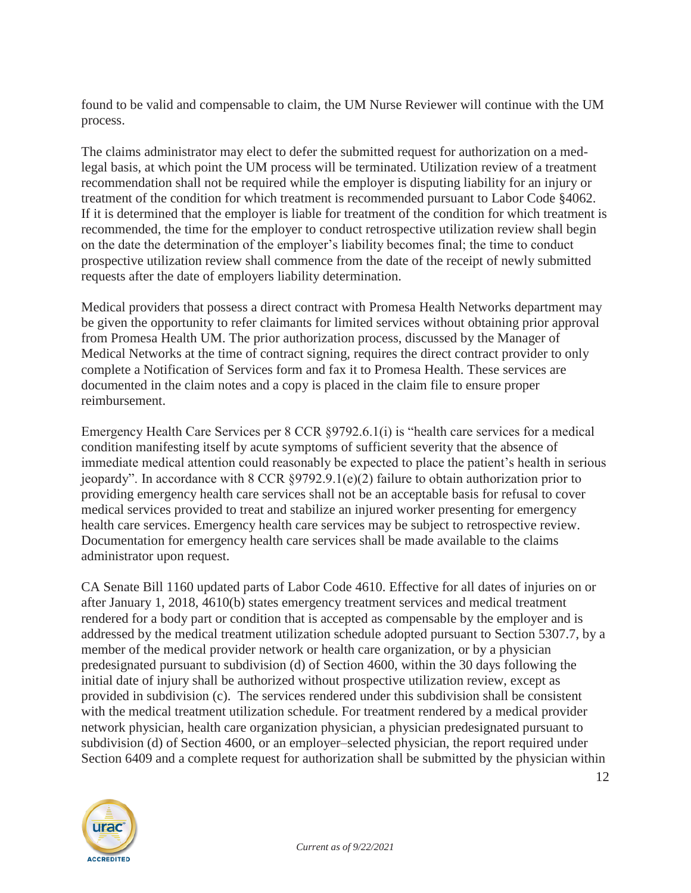found to be valid and compensable to claim, the UM Nurse Reviewer will continue with the UM process.

The claims administrator may elect to defer the submitted request for authorization on a med-legal basis, at which point the UM process will be terminated. Utilization review of a treatment recommendation shall not be required while the employer is disputing liability for an injury or treatment of the condition for which treatment is recommended pursuant to Labor Code §4062. If it is determined that the employer is liable for treatment of the condition for which treatment is recommended, the time for the employer to conduct retrospective utilization review shall begin on the date the determination of the employer's liability becomes final; the time to conduct prospective utilization review shall commence from the date of the receipt of newly submitted requests after the date of employers liability determination.

Medical providers that possess a direct contract with Promesa Health Networks department may be given the opportunity to refer claimants for limited services without obtaining prior approval from Promesa Health UM. The prior authorization process, discussed by the Manager of Medical Networks at the time of contract signing, requires the direct contract provider to only complete a Notification of Services form and fax it to Promesa Health. These services are documented in the claim notes and a copy is placed in the claim file to ensure proper reimbursement.

Emergency Health Care Services per 8 CCR §9792.6.1(i) is "health care services for a medical condition manifesting itself by acute symptoms of sufficient severity that the absence of immediate medical attention could reasonably be expected to place the patient's health in serious jeopardy". In accordance with 8 CCR §9792.9.1(e)(2) failure to obtain authorization prior to providing emergency health care services shall not be an acceptable basis for refusal to cover medical services provided to treat and stabilize an injured worker presenting for emergency health care services. Emergency health care services may be subject to retrospective review. Documentation for emergency health care services shall be made available to the claims administrator upon request.

CA Senate Bill 1160 updated parts of Labor Code 4610. Effective for all dates of injuries on or after January 1, 2018, 4610(b) states emergency treatment services and medical treatment rendered for a body part or condition that is accepted as compensable by the employer and is addressed by the medical treatment utilization schedule adopted pursuant to Section 5307.7, by a member of the medical provider network or health care organization, or by a physician predesignated pursuant to subdivision (d) of Section 4600, within the 30 days following the initial date of injury shall be authorized without prospective utilization review, except as provided in subdivision (c). The services rendered under this subdivision shall be consistent with the medical treatment utilization schedule. For treatment rendered by a medical provider network physician, health care organization physician, a physician predesignated pursuant to subdivision (d) of Section 4600, or an employer–selected physician, the report required under Section 6409 and a complete request for authorization shall be submitted by the physician within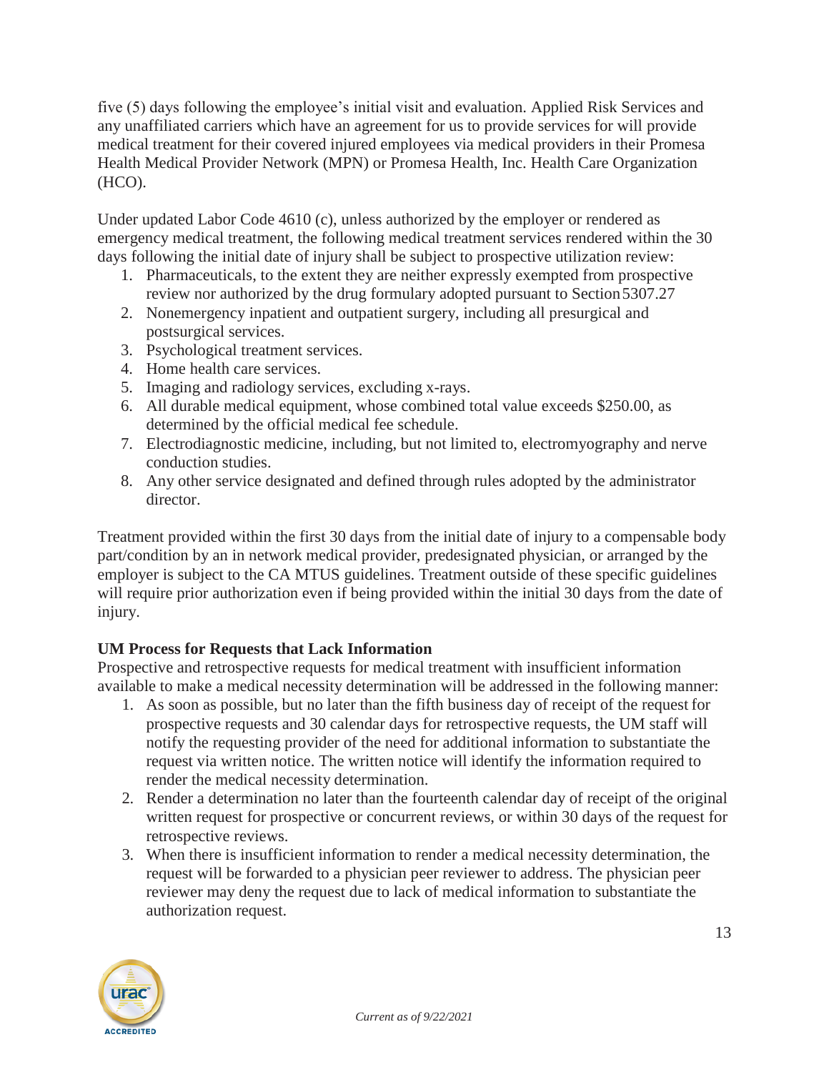five (5) days following the employee's initial visit and evaluation. Applied Risk Services and any unaffiliated carriers which have an agreement for us to provide services for will provide medical treatment for their covered injured employees via medical providers in their Promesa Health Medical Provider Network (MPN) or Promesa Health, Inc. Health Care Organization (HCO).

Under updated Labor Code 4610 (c), unless authorized by the employer or rendered as emergency medical treatment, the following medical treatment services rendered within the 30 days following the initial date of injury shall be subject to prospective utilization review:

1. Pharmaceuticals, to the extent they are neither expressly exempted from prospective review nor authorized by the drug formulary adopted pursuant to Section 5307.27
2. Nonemergency inpatient and outpatient surgery, including all presurgical and postsurgical services.
3. Psychological treatment services.
4. Home health care services.
5. Imaging and radiology services, excluding x-rays.
6. All durable medical equipment, whose combined total value exceeds $250.00, as determined by the official medical fee schedule.
7. Electrodiagnostic medicine, including, but not limited to, electromyography and nerve conduction studies.
8. Any other service designated and defined through rules adopted by the administrator director.

Treatment provided within the first 30 days from the initial date of injury to a compensable body part/condition by an in network medical provider, predesignated physician, or arranged by the employer is subject to the CA MTUS guidelines. Treatment outside of these specific guidelines will require prior authorization even if being provided within the initial 30 days from the date of injury.

**UM Process for Requests that Lack Information**

Prospective and retrospective requests for medical treatment with insufficient information available to make a medical necessity determination will be addressed in the following manner:

1. As soon as possible, but no later than the fifth business day of receipt of the request for prospective requests and 30 calendar days for retrospective requests, the UM staff will notify the requesting provider of the need for additional information to substantiate the request via written notice. The written notice will identify the information required to render the medical necessity determination.
2. Render a determination no later than the fourteenth calendar day of receipt of the original written request for prospective or concurrent reviews, or within 30 days of the request for retrospective reviews.
3. When there is insufficient information to render a medical necessity determination, the request will be forwarded to a physician peer reviewer to address. The physician peer reviewer may deny the request due to lack of medical information to substantiate the authorization request.

*Current as of 9/22/2021*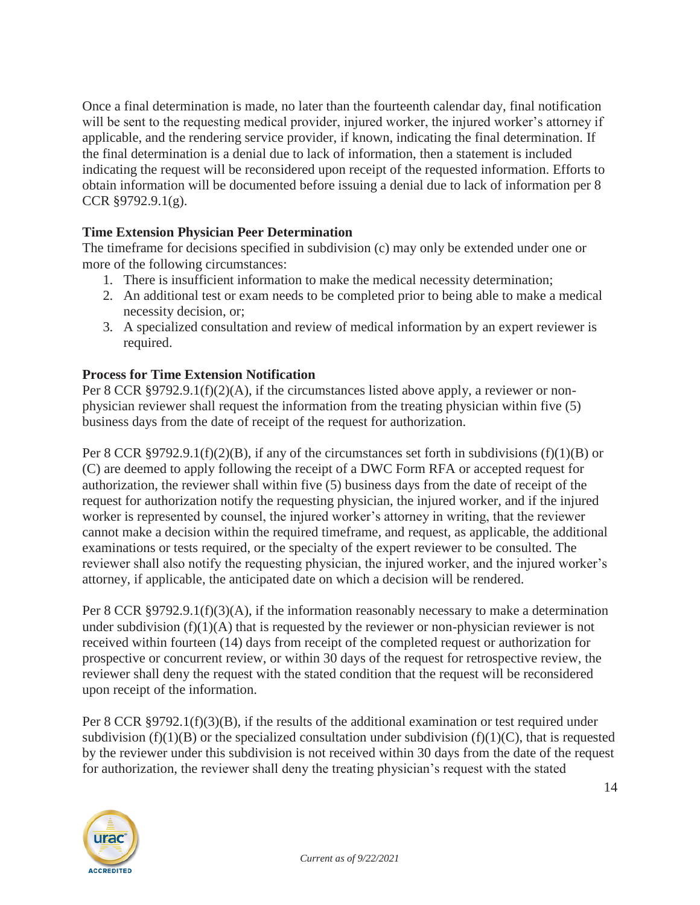Once a final determination is made, no later than the fourteenth calendar day, final notification will be sent to the requesting medical provider, injured worker, the injured worker's attorney if applicable, and the rendering service provider, if known, indicating the final determination. If the final determination is a denial due to lack of information, then a statement is included indicating the request will be reconsidered upon receipt of the requested information. Efforts to obtain information will be documented before issuing a denial due to lack of information per 8 CCR §9792.9.1(g).

**Time Extension Physician Peer Determination**

The timeframe for decisions specified in subdivision (c) may only be extended under one or more of the following circumstances:

1. There is insufficient information to make the medical necessity determination;
2. An additional test or exam needs to be completed prior to being able to make a medical necessity decision, or;
3. A specialized consultation and review of medical information by an expert reviewer is required.

**Process for Time Extension Notification**

Per 8 CCR §9792.9.1(f)(2)(A), if the circumstances listed above apply, a reviewer or non-physician reviewer shall request the information from the treating physician within five (5) business days from the date of receipt of the request for authorization.

Per 8 CCR §9792.9.1(f)(2)(B), if any of the circumstances set forth in subdivisions (f)(1)(B) or (C) are deemed to apply following the receipt of a DWC Form RFA or accepted request for authorization, the reviewer shall within five (5) business days from the date of receipt of the request for authorization notify the requesting physician, the injured worker, and if the injured worker is represented by counsel, the injured worker's attorney in writing, that the reviewer cannot make a decision within the required timeframe, and request, as applicable, the additional examinations or tests required, or the specialty of the expert reviewer to be consulted. The reviewer shall also notify the requesting physician, the injured worker, and the injured worker's attorney, if applicable, the anticipated date on which a decision will be rendered.

Per 8 CCR §9792.9.1(f)(3)(A), if the information reasonably necessary to make a determination under subdivision (f)(1)(A) that is requested by the reviewer or non-physician reviewer is not received within fourteen (14) days from receipt of the completed request or authorization for prospective or concurrent review, or within 30 days of the request for retrospective review, the reviewer shall deny the request with the stated condition that the request will be reconsidered upon receipt of the information.

Per 8 CCR §9792.1(f)(3)(B), if the results of the additional examination or test required under subdivision (f)(1)(B) or the specialized consultation under subdivision (f)(1)(C), that is requested by the reviewer under this subdivision is not received within 30 days from the date of the request for authorization, the reviewer shall deny the treating physician's request with the stated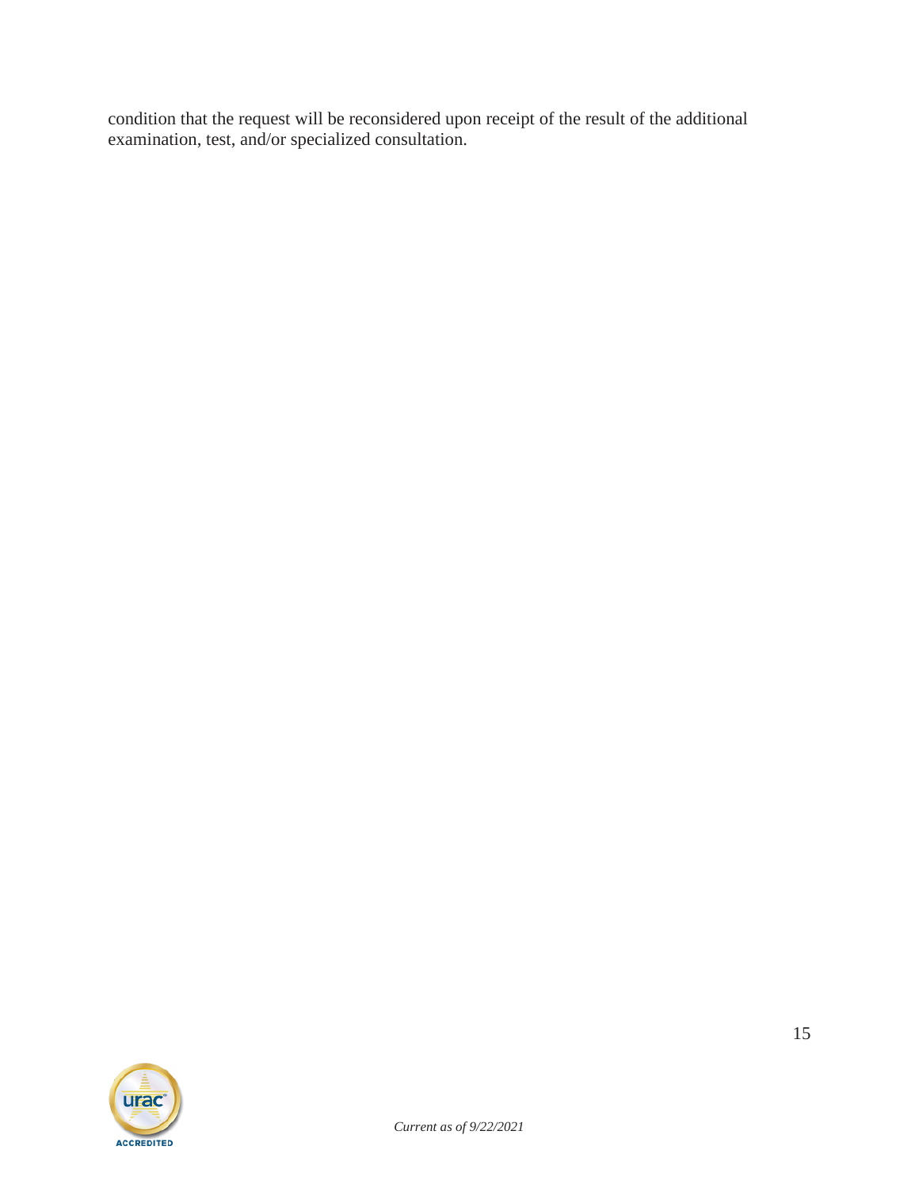condition that the request will be reconsidered upon receipt of the result of the additional examination, test, and/or specialized consultation.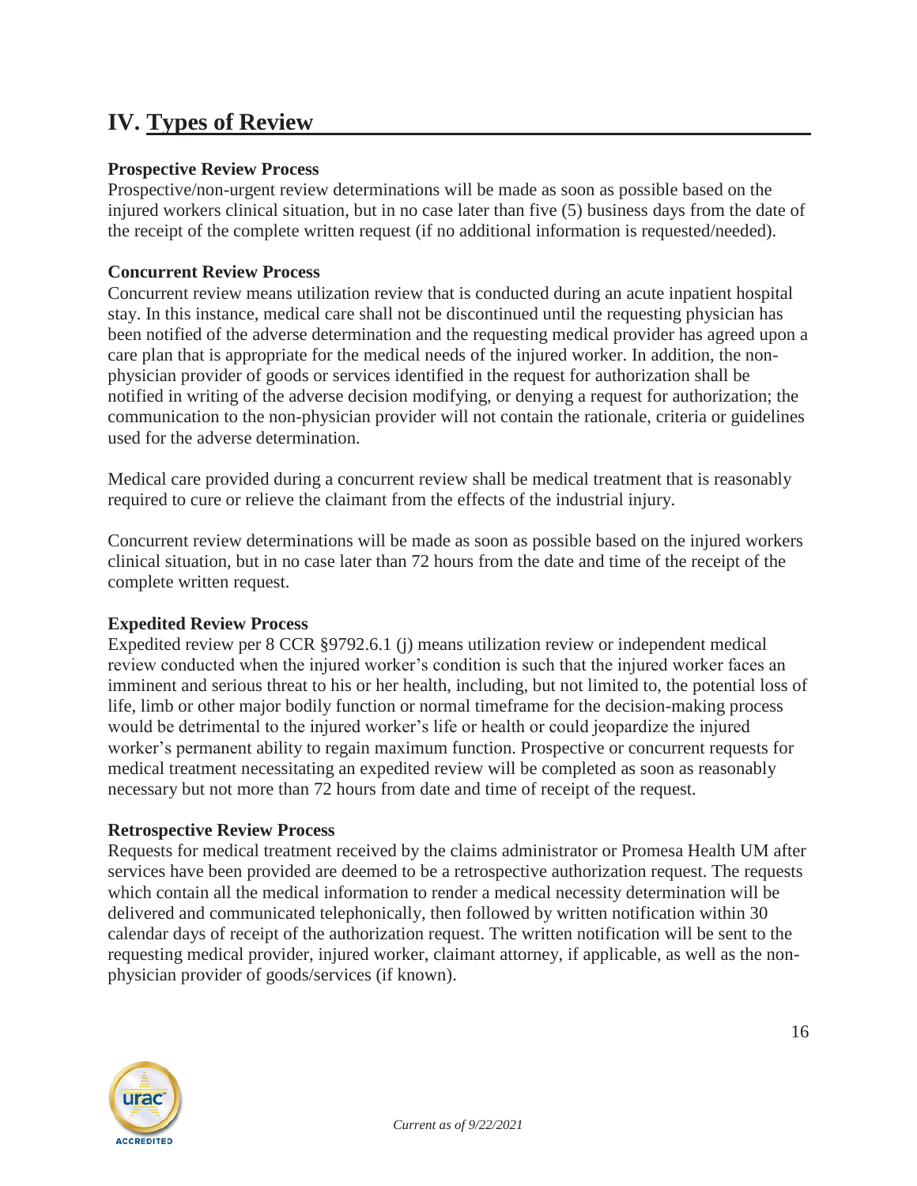# IV. Types of Review

### Prospective Review Process

Prospective/non-urgent review determinations will be made as soon as possible based on the injured workers clinical situation, but in no case later than five (5) business days from the date of the receipt of the complete written request (if no additional information is requested/needed).

### Concurrent Review Process

Concurrent review means utilization review that is conducted during an acute inpatient hospital stay. In this instance, medical care shall not be discontinued until the requesting physician has been notified of the adverse determination and the requesting medical provider has agreed upon a care plan that is appropriate for the medical needs of the injured worker. In addition, the non-physician provider of goods or services identified in the request for authorization shall be notified in writing of the adverse decision modifying, or denying a request for authorization; the communication to the non-physician provider will not contain the rationale, criteria or guidelines used for the adverse determination.

Medical care provided during a concurrent review shall be medical treatment that is reasonably required to cure or relieve the claimant from the effects of the industrial injury.

Concurrent review determinations will be made as soon as possible based on the injured workers clinical situation, but in no case later than 72 hours from the date and time of the receipt of the complete written request.

### Expedited Review Process

Expedited review per 8 CCR §9792.6.1 (j) means utilization review or independent medical review conducted when the injured worker's condition is such that the injured worker faces an imminent and serious threat to his or her health, including, but not limited to, the potential loss of life, limb or other major bodily function or normal timeframe for the decision-making process would be detrimental to the injured worker's life or health or could jeopardize the injured worker's permanent ability to regain maximum function. Prospective or concurrent requests for medical treatment necessitating an expedited review will be completed as soon as reasonably necessary but not more than 72 hours from date and time of receipt of the request.

### Retrospective Review Process

Requests for medical treatment received by the claims administrator or Promesa Health UM after services have been provided are deemed to be a retrospective authorization request. The requests which contain all the medical information to render a medical necessity determination will be delivered and communicated telephonically, then followed by written notification within 30 calendar days of receipt of the authorization request. The written notification will be sent to the requesting medical provider, injured worker, claimant attorney, if applicable, as well as the non-physician provider of goods/services (if known).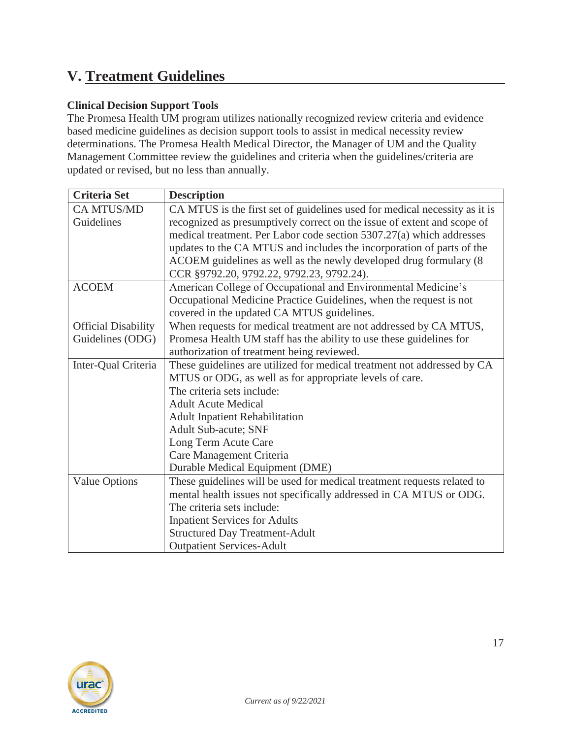# V. Treatment Guidelines

**Clinical Decision Support Tools**

The Promesa Health UM program utilizes nationally recognized review criteria and evidence based medicine guidelines as decision support tools to assist in medical necessity review determinations. The Promesa Health Medical Director, the Manager of UM and the Quality Management Committee review the guidelines and criteria when the guidelines/criteria are updated or revised, but no less than annually.

| Criteria Set | Description |
| --- | --- |
| CA MTUS/MD Guidelines | CA MTUS is the first set of guidelines used for medical necessity as it is recognized as presumptively correct on the issue of extent and scope of medical treatment. Per Labor code section 5307.27(a) which addresses updates to the CA MTUS and includes the incorporation of parts of the ACOEM guidelines as well as the newly developed drug formulary (8 CCR §9792.20, 9792.22, 9792.23, 9792.24). |
| ACOEM | American College of Occupational and Environmental Medicine's Occupational Medicine Practice Guidelines, when the request is not covered in the updated CA MTUS guidelines. |
| Official Disability Guidelines (ODG) | When requests for medical treatment are not addressed by CA MTUS, Promesa Health UM staff has the ability to use these guidelines for authorization of treatment being reviewed. |
| Inter-Qual Criteria | These guidelines are utilized for medical treatment not addressed by CA MTUS or ODG, as well as for appropriate levels of care.<br>The criteria sets include:<br>Adult Acute Medical<br>Adult Inpatient Rehabilitation<br>Adult Sub-acute; SNF<br>Long Term Acute Care<br>Care Management Criteria<br>Durable Medical Equipment (DME) |
| Value Options | These guidelines will be used for medical treatment requests related to mental health issues not specifically addressed in CA MTUS or ODG.<br>The criteria sets include:<br>Inpatient Services for Adults<br>Structured Day Treatment-Adult<br>Outpatient Services-Adult |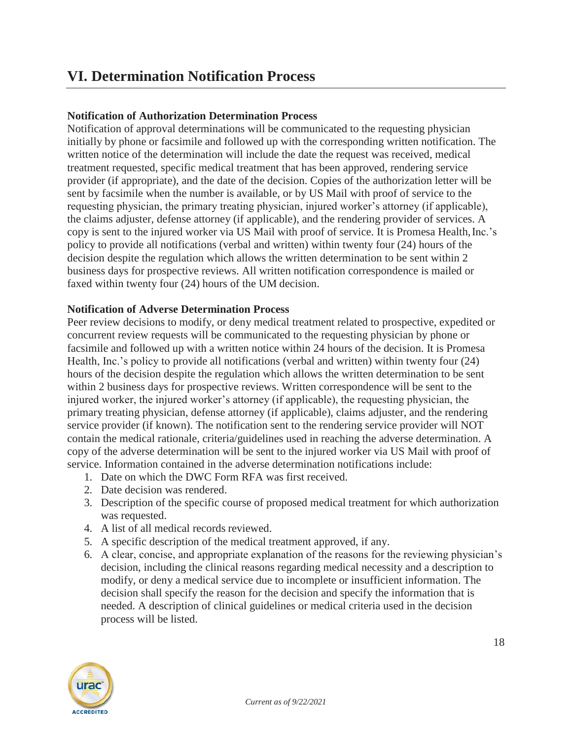## VI. Determination Notification Process

**Notification of Authorization Determination Process**

Notification of approval determinations will be communicated to the requesting physician initially by phone or facsimile and followed up with the corresponding written notification. The written notice of the determination will include the date the request was received, medical treatment requested, specific medical treatment that has been approved, rendering service provider (if appropriate), and the date of the decision. Copies of the authorization letter will be sent by facsimile when the number is available, or by US Mail with proof of service to the requesting physician, the primary treating physician, injured worker's attorney (if applicable), the claims adjuster, defense attorney (if applicable), and the rendering provider of services. A copy is sent to the injured worker via US Mail with proof of service. It is Promesa Health, Inc.'s policy to provide all notifications (verbal and written) within twenty four (24) hours of the decision despite the regulation which allows the written determination to be sent within 2 business days for prospective reviews. All written notification correspondence is mailed or faxed within twenty four (24) hours of the UM decision.

**Notification of Adverse Determination Process**

Peer review decisions to modify, or deny medical treatment related to prospective, expedited or concurrent review requests will be communicated to the requesting physician by phone or facsimile and followed up with a written notice within 24 hours of the decision. It is Promesa Health, Inc.'s policy to provide all notifications (verbal and written) within twenty four (24) hours of the decision despite the regulation which allows the written determination to be sent within 2 business days for prospective reviews. Written correspondence will be sent to the injured worker, the injured worker's attorney (if applicable), the requesting physician, the primary treating physician, defense attorney (if applicable), claims adjuster, and the rendering service provider (if known). The notification sent to the rendering service provider will NOT contain the medical rationale, criteria/guidelines used in reaching the adverse determination. A copy of the adverse determination will be sent to the injured worker via US Mail with proof of service. Information contained in the adverse determination notifications include:

1. Date on which the DWC Form RFA was first received.
2. Date decision was rendered.
3. Description of the specific course of proposed medical treatment for which authorization was requested.
4. A list of all medical records reviewed.
5. A specific description of the medical treatment approved, if any.
6. A clear, concise, and appropriate explanation of the reasons for the reviewing physician's decision, including the clinical reasons regarding medical necessity and a description to modify, or deny a medical service due to incomplete or insufficient information. The decision shall specify the reason for the decision and specify the information that is needed. A description of clinical guidelines or medical criteria used in the decision process will be listed.

*Current as of 9/22/2021*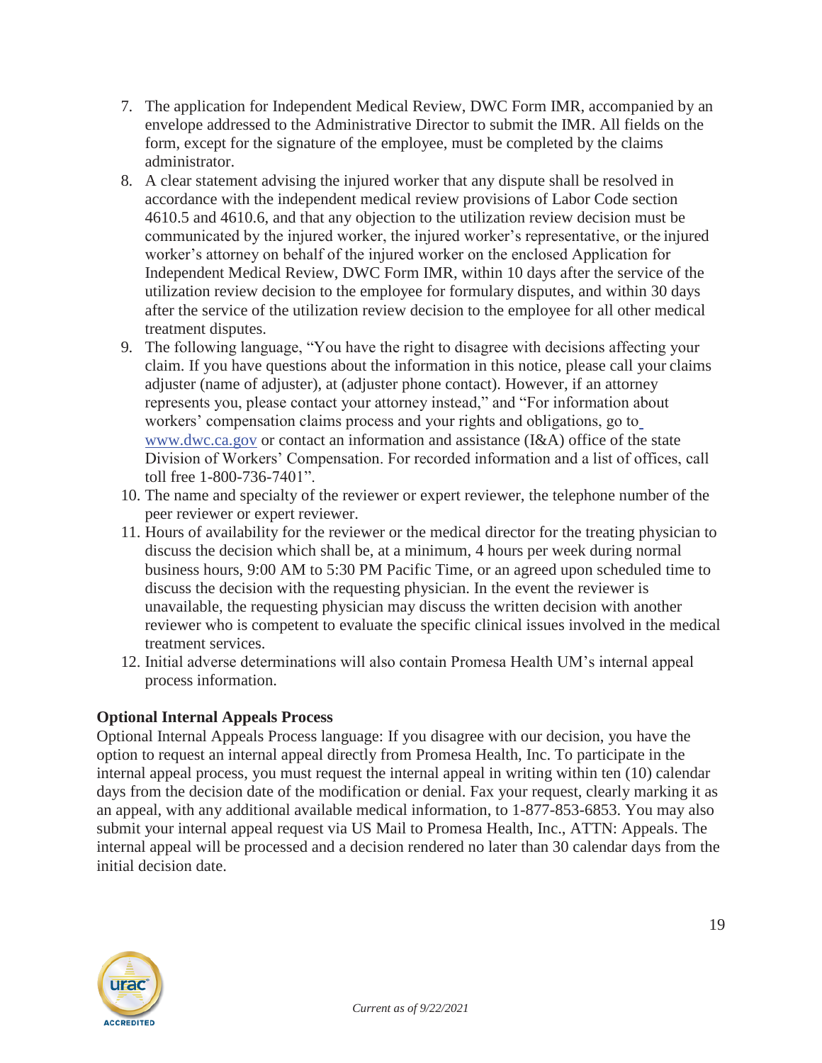7. The application for Independent Medical Review, DWC Form IMR, accompanied by an envelope addressed to the Administrative Director to submit the IMR. All fields on the form, except for the signature of the employee, must be completed by the claims administrator.
8. A clear statement advising the injured worker that any dispute shall be resolved in accordance with the independent medical review provisions of Labor Code section 4610.5 and 4610.6, and that any objection to the utilization review decision must be communicated by the injured worker, the injured worker's representative, or the injured worker's attorney on behalf of the injured worker on the enclosed Application for Independent Medical Review, DWC Form IMR, within 10 days after the service of the utilization review decision to the employee for formulary disputes, and within 30 days after the service of the utilization review decision to the employee for all other medical treatment disputes.
9. The following language, "You have the right to disagree with decisions affecting your claim. If you have questions about the information in this notice, please call your claims adjuster (name of adjuster), at (adjuster phone contact). However, if an attorney represents you, please contact your attorney instead," and "For information about workers' compensation claims process and your rights and obligations, go to www.dwc.ca.gov or contact an information and assistance (I&A) office of the state Division of Workers' Compensation. For recorded information and a list of offices, call toll free 1-800-736-7401".
10. The name and specialty of the reviewer or expert reviewer, the telephone number of the peer reviewer or expert reviewer.
11. Hours of availability for the reviewer or the medical director for the treating physician to discuss the decision which shall be, at a minimum, 4 hours per week during normal business hours, 9:00 AM to 5:30 PM Pacific Time, or an agreed upon scheduled time to discuss the decision with the requesting physician. In the event the reviewer is unavailable, the requesting physician may discuss the written decision with another reviewer who is competent to evaluate the specific clinical issues involved in the medical treatment services.
12. Initial adverse determinations will also contain Promesa Health UM's internal appeal process information.

**Optional Internal Appeals Process**

Optional Internal Appeals Process language: If you disagree with our decision, you have the option to request an internal appeal directly from Promesa Health, Inc. To participate in the internal appeal process, you must request the internal appeal in writing within ten (10) calendar days from the decision date of the modification or denial. Fax your request, clearly marking it as an appeal, with any additional available medical information, to 1-877-853-6853. You may also submit your internal appeal request via US Mail to Promesa Health, Inc., ATTN: Appeals. The internal appeal will be processed and a decision rendered no later than 30 calendar days from the initial decision date.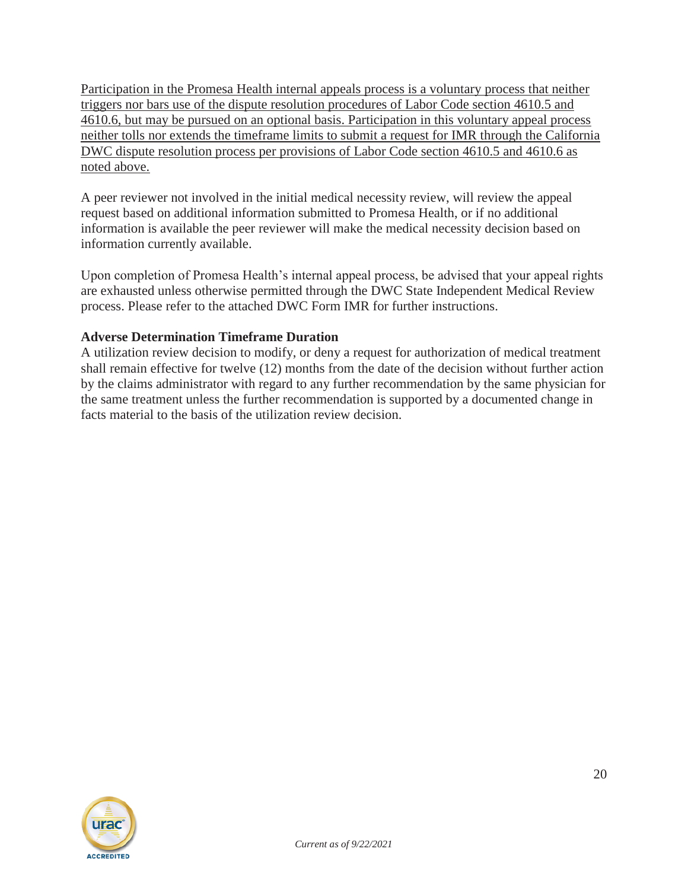<u>Participation in the Promesa Health internal appeals process is a voluntary process that neither triggers nor bars use of the dispute resolution procedures of Labor Code section 4610.5 and 4610.6, but may be pursued on an optional basis. Participation in this voluntary appeal process neither tolls nor extends the timeframe limits to submit a request for IMR through the California DWC dispute resolution process per provisions of Labor Code section 4610.5 and 4610.6 as noted above.</u>

A peer reviewer not involved in the initial medical necessity review, will review the appeal request based on additional information submitted to Promesa Health, or if no additional information is available the peer reviewer will make the medical necessity decision based on information currently available.

Upon completion of Promesa Health's internal appeal process, be advised that your appeal rights are exhausted unless otherwise permitted through the DWC State Independent Medical Review process. Please refer to the attached DWC Form IMR for further instructions.

**Adverse Determination Timeframe Duration**

A utilization review decision to modify, or deny a request for authorization of medical treatment shall remain effective for twelve (12) months from the date of the decision without further action by the claims administrator with regard to any further recommendation by the same physician for the same treatment unless the further recommendation is supported by a documented change in facts material to the basis of the utilization review decision.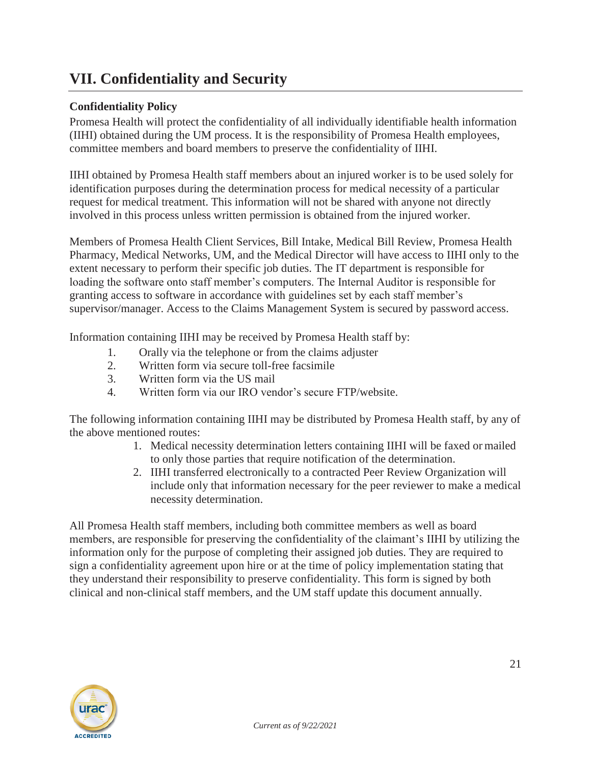## VII. Confidentiality and Security

**Confidentiality Policy**

Promesa Health will protect the confidentiality of all individually identifiable health information (IIHI) obtained during the UM process. It is the responsibility of Promesa Health employees, committee members and board members to preserve the confidentiality of IIHI.

IIHI obtained by Promesa Health staff members about an injured worker is to be used solely for identification purposes during the determination process for medical necessity of a particular request for medical treatment. This information will not be shared with anyone not directly involved in this process unless written permission is obtained from the injured worker.

Members of Promesa Health Client Services, Bill Intake, Medical Bill Review, Promesa Health Pharmacy, Medical Networks, UM, and the Medical Director will have access to IIHI only to the extent necessary to perform their specific job duties. The IT department is responsible for loading the software onto staff member's computers. The Internal Auditor is responsible for granting access to software in accordance with guidelines set by each staff member's supervisor/manager. Access to the Claims Management System is secured by password access.

Information containing IIHI may be received by Promesa Health staff by:

1. Orally via the telephone or from the claims adjuster
2. Written form via secure toll-free facsimile
3. Written form via the US mail
4. Written form via our IRO vendor's secure FTP/website.

The following information containing IIHI may be distributed by Promesa Health staff, by any of the above mentioned routes:

1. Medical necessity determination letters containing IIHI will be faxed or mailed to only those parties that require notification of the determination.
2. IIHI transferred electronically to a contracted Peer Review Organization will include only that information necessary for the peer reviewer to make a medical necessity determination.

All Promesa Health staff members, including both committee members as well as board members, are responsible for preserving the confidentiality of the claimant's IIHI by utilizing the information only for the purpose of completing their assigned job duties. They are required to sign a confidentiality agreement upon hire or at the time of policy implementation stating that they understand their responsibility to preserve confidentiality. This form is signed by both clinical and non-clinical staff members, and the UM staff update this document annually.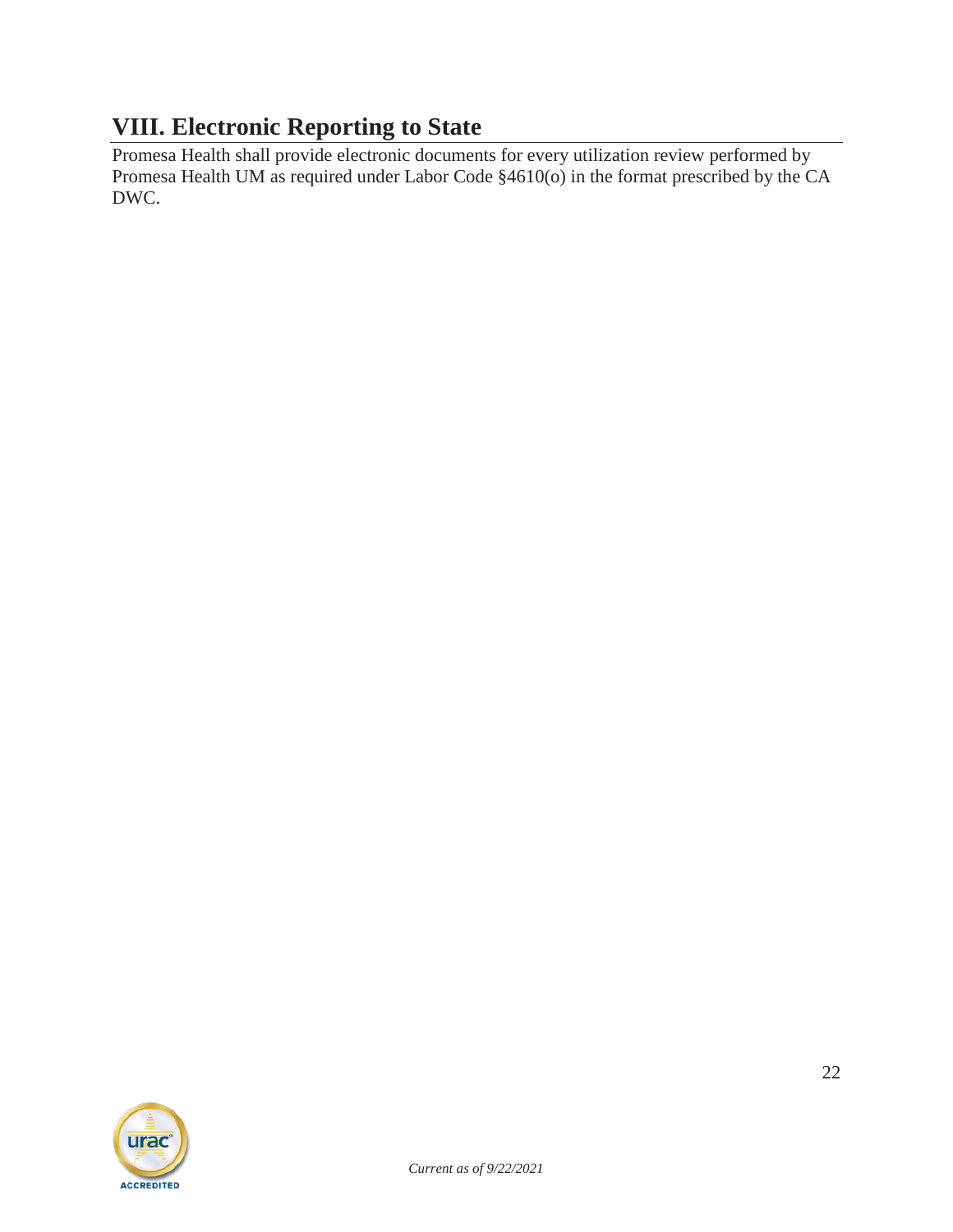## VIII. Electronic Reporting to State

Promesa Health shall provide electronic documents for every utilization review performed by Promesa Health UM as required under Labor Code §4610(o) in the format prescribed by the CA DWC.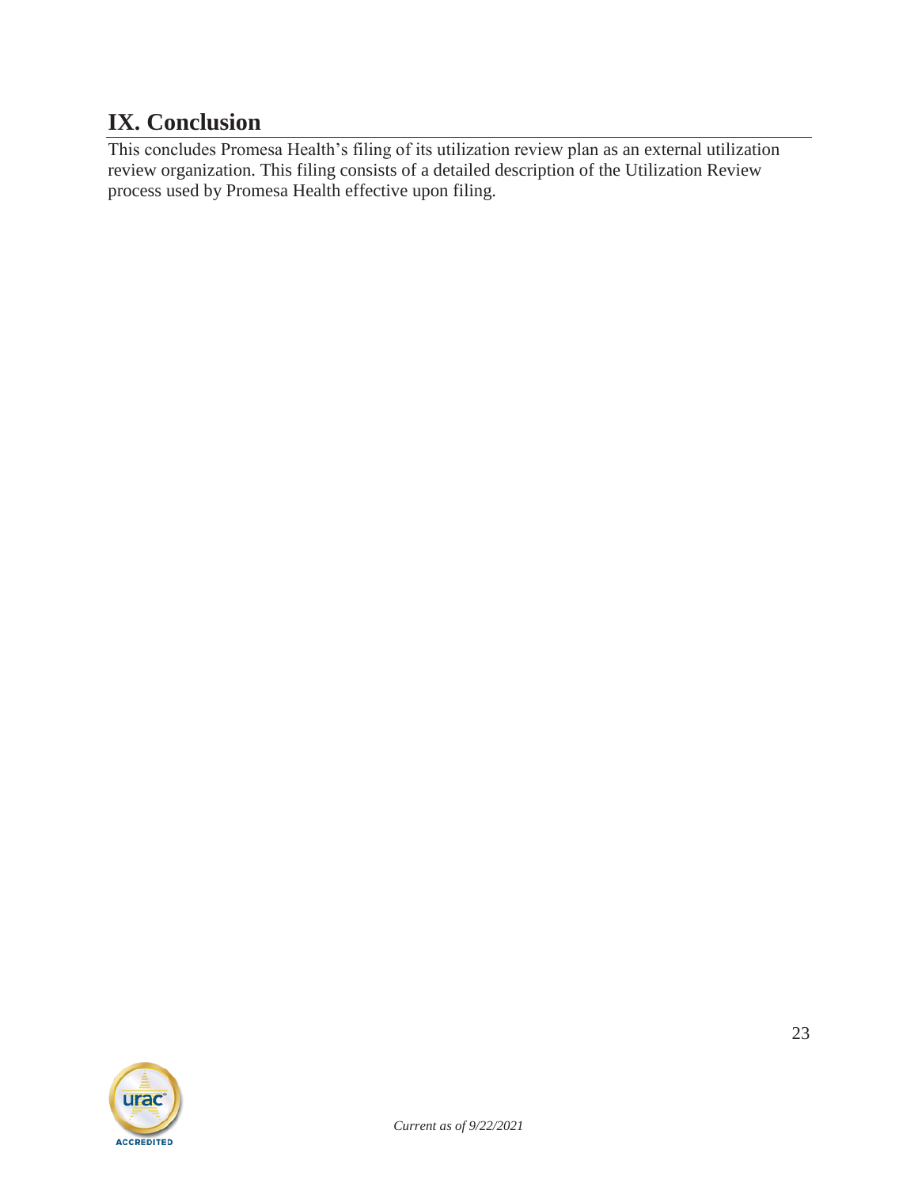# IX. Conclusion

This concludes Promesa Health's filing of its utilization review plan as an external utilization review organization. This filing consists of a detailed description of the Utilization Review process used by Promesa Health effective upon filing.